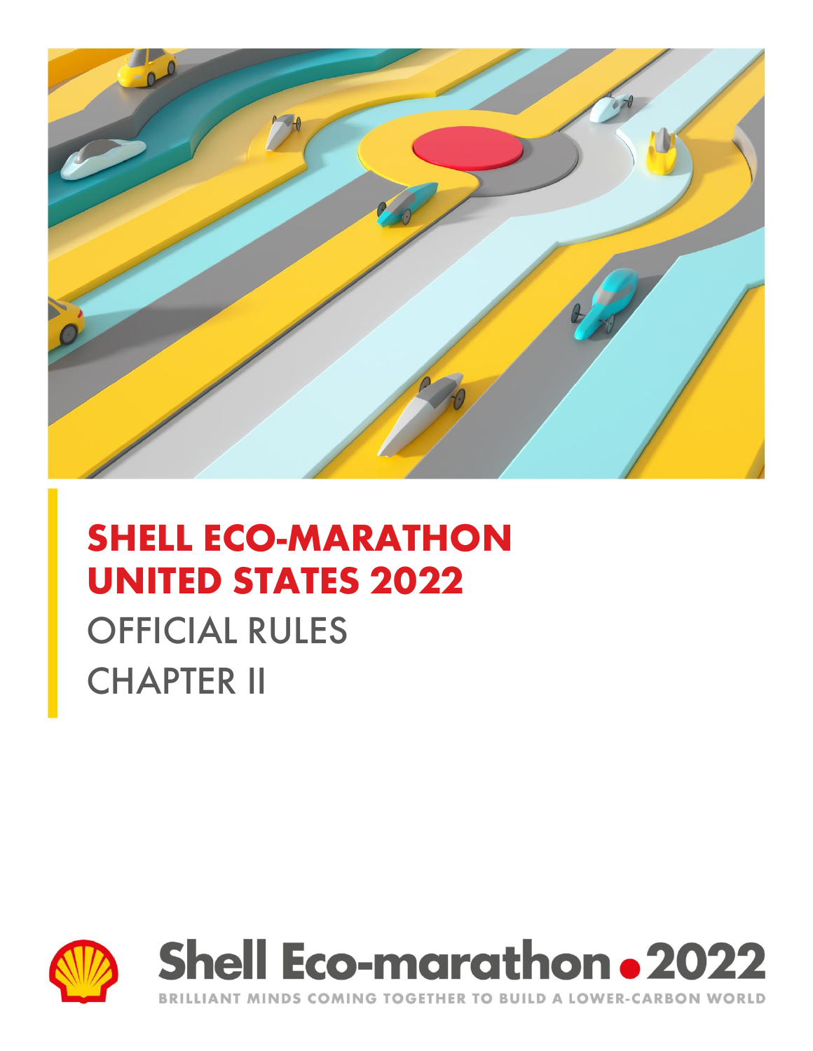# SHELL ECO-MARATHON UNITED STATES 2022

## OFFICIAL RULES CHAPTER II

Shell Eco-marathon 2022

BRILLIANT MINDS COMING TOGETHER TO BUILD A LOWER-CARBON WORLD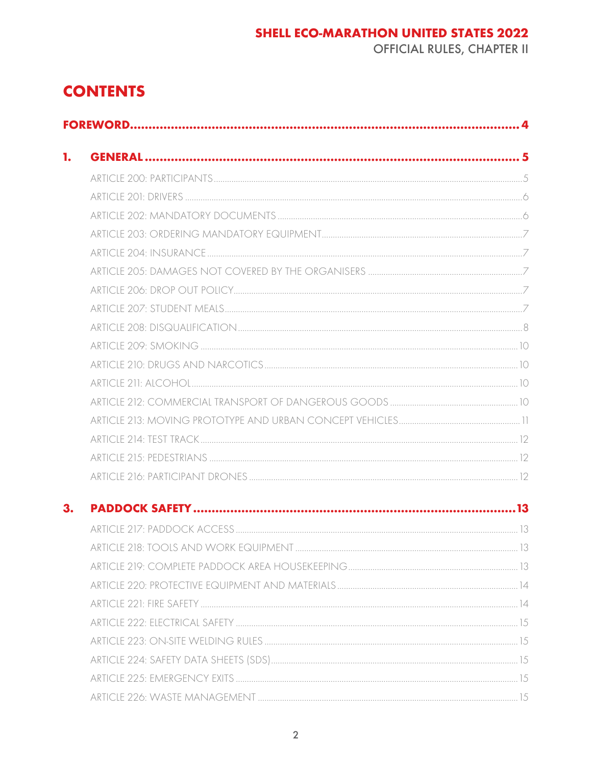# CONTENTS

**FOREWORD** .......... **4**

**1. GENERAL** .......... **5**

ARTICLE 200: PARTICIPANTS .......... 5
ARTICLE 201: DRIVERS .......... 6
ARTICLE 202: MANDATORY DOCUMENTS .......... 6
ARTICLE 203: ORDERING MANDATORY EQUIPMENT .......... 7
ARTICLE 204: INSURANCE .......... 7
ARTICLE 205: DAMAGES NOT COVERED BY THE ORGANISERS .......... 7
ARTICLE 206: DROP OUT POLICY .......... 7
ARTICLE 207: STUDENT MEALS .......... 7
ARTICLE 208: DISQUALIFICATION .......... 8
ARTICLE 209: SMOKING .......... 10
ARTICLE 210: DRUGS AND NARCOTICS .......... 10
ARTICLE 211: ALCOHOL .......... 10
ARTICLE 212: COMMERCIAL TRANSPORT OF DANGEROUS GOODS .......... 10
ARTICLE 213: MOVING PROTOTYPE AND URBAN CONCEPT VEHICLES .......... 11
ARTICLE 214: TEST TRACK .......... 12
ARTICLE 215: PEDESTRIANS .......... 12
ARTICLE 216: PARTICIPANT DRONES .......... 12

**3. PADDOCK SAFETY** .......... **13**

ARTICLE 217: PADDOCK ACCESS .......... 13
ARTICLE 218: TOOLS AND WORK EQUIPMENT .......... 13
ARTICLE 219: COMPLETE PADDOCK AREA HOUSEKEEPING .......... 13
ARTICLE 220: PROTECTIVE EQUIPMENT AND MATERIALS .......... 14
ARTICLE 221: FIRE SAFETY .......... 14
ARTICLE 222: ELECTRICAL SAFETY .......... 15
ARTICLE 223: ON-SITE WELDING RULES .......... 15
ARTICLE 224: SAFETY DATA SHEETS (SDS) .......... 15
ARTICLE 225: EMERGENCY EXITS .......... 15
ARTICLE 226: WASTE MANAGEMENT .......... 15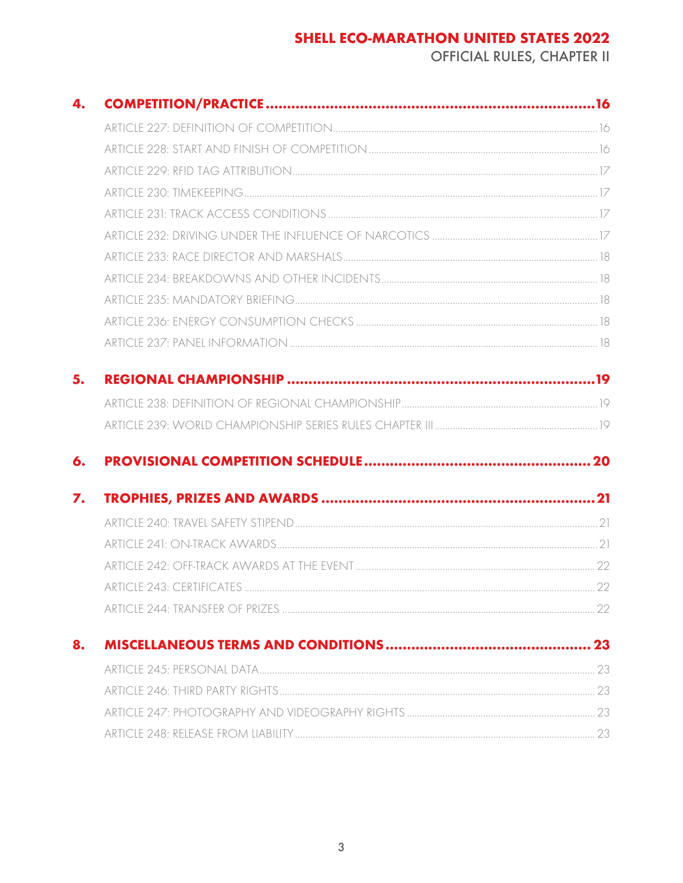4. **COMPETITION/PRACTICE** ........ 16

ARTICLE 227: DEFINITION OF COMPETITION ........ 16
ARTICLE 228: START AND FINISH OF COMPETITION ........ 16
ARTICLE 229: RFID TAG ATTRIBUTION ........ 17
ARTICLE 230: TIMEKEEPING ........ 17
ARTICLE 231: TRACK ACCESS CONDITIONS ........ 17
ARTICLE 232: DRIVING UNDER THE INFLUENCE OF NARCOTICS ........ 17
ARTICLE 233: RACE DIRECTOR AND MARSHALS ........ 18
ARTICLE 234: BREAKDOWNS AND OTHER INCIDENTS ........ 18
ARTICLE 235: MANDATORY BRIEFING ........ 18
ARTICLE 236: ENERGY CONSUMPTION CHECKS ........ 18
ARTICLE 237: PANEL INFORMATION ........ 18

5. **REGIONAL CHAMPIONSHIP** ........ 19

ARTICLE 238: DEFINITION OF REGIONAL CHAMPIONSHIP ........ 19
ARTICLE 239: WORLD CHAMPIONSHIP SERIES RULES CHAPTER III ........ 19

6. **PROVISIONAL COMPETITION SCHEDULE** ........ 20

7. **TROPHIES, PRIZES AND AWARDS** ........ 21

ARTICLE 240: TRAVEL SAFETY STIPEND ........ 21
ARTICLE 241: ON-TRACK AWARDS ........ 21
ARTICLE 242: OFF-TRACK AWARDS AT THE EVENT ........ 22
ARTICLE 243: CERTIFICATES ........ 22
ARTICLE 244: TRANSFER OF PRIZES ........ 22

8. **MISCELLANEOUS TERMS AND CONDITIONS** ........ 23

ARTICLE 245: PERSONAL DATA ........ 23
ARTICLE 246: THIRD PARTY RIGHTS ........ 23
ARTICLE 247: PHOTOGRAPHY AND VIDEOGRAPHY RIGHTS ........ 23
ARTICLE 248: RELEASE FROM LIABILITY ........ 23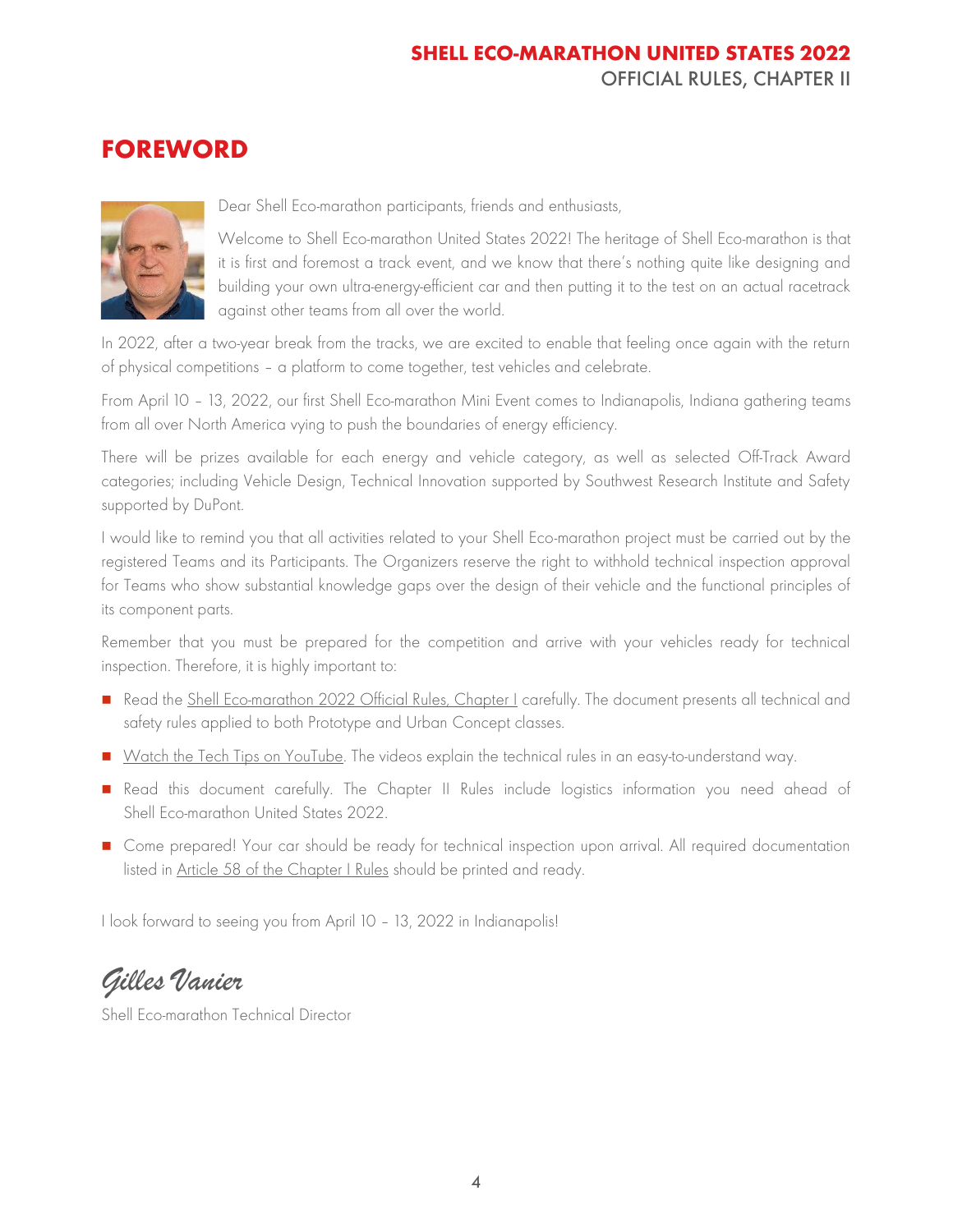# FOREWORD

Dear Shell Eco-marathon participants, friends and enthusiasts,

Welcome to Shell Eco-marathon United States 2022! The heritage of Shell Eco-marathon is that it is first and foremost a track event, and we know that there's nothing quite like designing and building your own ultra-energy-efficient car and then putting it to the test on an actual racetrack against other teams from all over the world.

In 2022, after a two-year break from the tracks, we are excited to enable that feeling once again with the return of physical competitions – a platform to come together, test vehicles and celebrate.

From April 10 – 13, 2022, our first Shell Eco-marathon Mini Event comes to Indianapolis, Indiana gathering teams from all over North America vying to push the boundaries of energy efficiency.

There will be prizes available for each energy and vehicle category, as well as selected Off-Track Award categories; including Vehicle Design, Technical Innovation supported by Southwest Research Institute and Safety supported by DuPont.

I would like to remind you that all activities related to your Shell Eco-marathon project must be carried out by the registered Teams and its Participants. The Organizers reserve the right to withhold technical inspection approval for Teams who show substantial knowledge gaps over the design of their vehicle and the functional principles of its component parts.

Remember that you must be prepared for the competition and arrive with your vehicles ready for technical inspection. Therefore, it is highly important to:

- Read the Shell Eco-marathon 2022 Official Rules, Chapter I carefully. The document presents all technical and safety rules applied to both Prototype and Urban Concept classes.
- Watch the Tech Tips on YouTube. The videos explain the technical rules in an easy-to-understand way.
- Read this document carefully. The Chapter II Rules include logistics information you need ahead of Shell Eco-marathon United States 2022.
- Come prepared! Your car should be ready for technical inspection upon arrival. All required documentation listed in Article 58 of the Chapter I Rules should be printed and ready.

I look forward to seeing you from April 10 – 13, 2022 in Indianapolis!

*Gilles Vanier*

Shell Eco-marathon Technical Director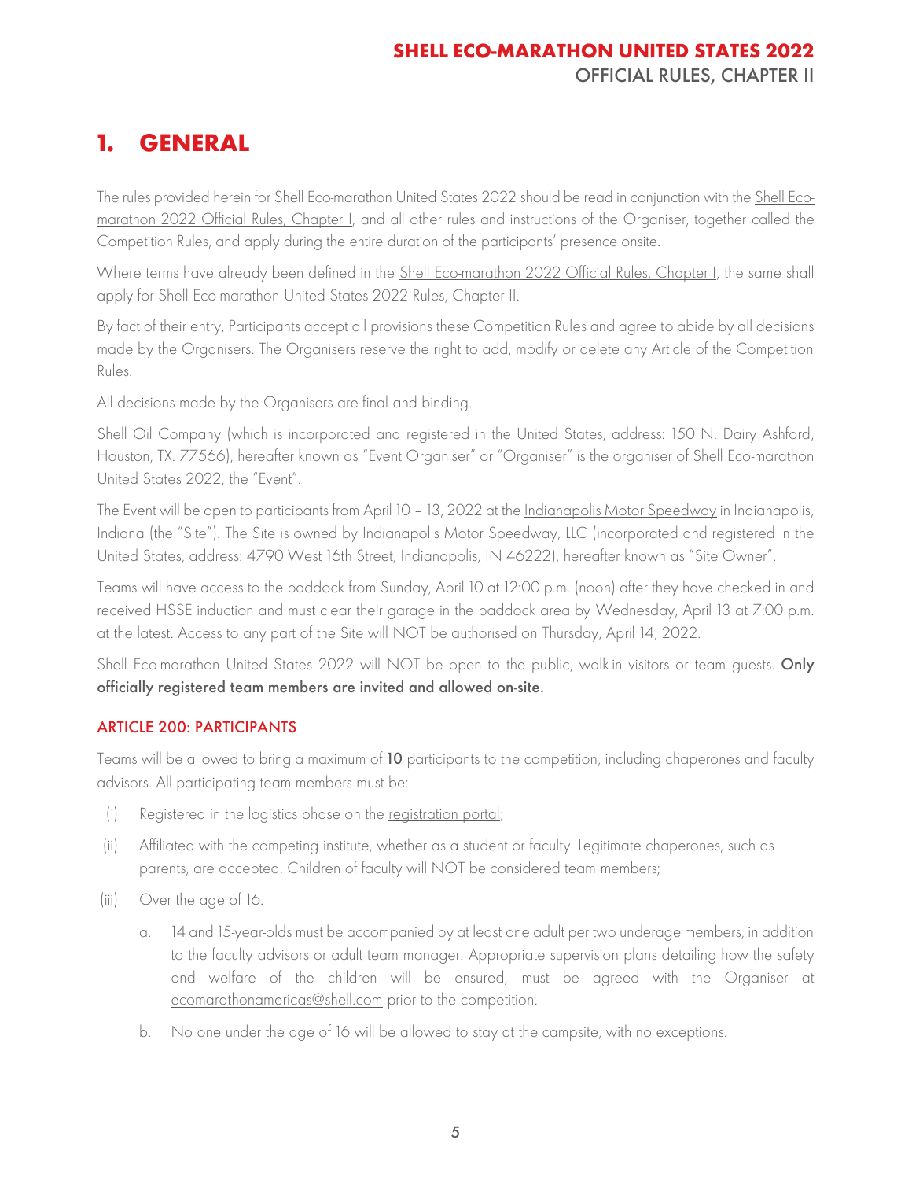# 1. GENERAL

The rules provided herein for Shell Eco-marathon United States 2022 should be read in conjunction with the Shell Eco-marathon 2022 Official Rules, Chapter I, and all other rules and instructions of the Organiser, together called the Competition Rules, and apply during the entire duration of the participants' presence onsite.

Where terms have already been defined in the Shell Eco-marathon 2022 Official Rules, Chapter I, the same shall apply for Shell Eco-marathon United States 2022 Rules, Chapter II.

By fact of their entry, Participants accept all provisions these Competition Rules and agree to abide by all decisions made by the Organisers. The Organisers reserve the right to add, modify or delete any Article of the Competition Rules.

All decisions made by the Organisers are final and binding.

Shell Oil Company (which is incorporated and registered in the United States, address: 150 N. Dairy Ashford, Houston, TX. 77566), hereafter known as "Event Organiser" or "Organiser" is the organiser of Shell Eco-marathon United States 2022, the "Event".

The Event will be open to participants from April 10 – 13, 2022 at the Indianapolis Motor Speedway in Indianapolis, Indiana (the "Site"). The Site is owned by Indianapolis Motor Speedway, LLC (incorporated and registered in the United States, address: 4790 West 16th Street, Indianapolis, IN 46222), hereafter known as "Site Owner".

Teams will have access to the paddock from Sunday, April 10 at 12:00 p.m. (noon) after they have checked in and received HSSE induction and must clear their garage in the paddock area by Wednesday, April 13 at 7:00 p.m. at the latest. Access to any part of the Site will NOT be authorised on Thursday, April 14, 2022.

Shell Eco-marathon United States 2022 will NOT be open to the public, walk-in visitors or team guests. **Only officially registered team members are invited and allowed on-site.**

### ARTICLE 200: PARTICIPANTS

Teams will be allowed to bring a maximum of **10** participants to the competition, including chaperones and faculty advisors. All participating team members must be:

(i) Registered in the logistics phase on the registration portal;

(ii) Affiliated with the competing institute, whether as a student or faculty. Legitimate chaperones, such as parents, are accepted. Children of faculty will NOT be considered team members;

(iii) Over the age of 16.

   a. 14 and 15-year-olds must be accompanied by at least one adult per two underage members, in addition to the faculty advisors or adult team manager. Appropriate supervision plans detailing how the safety and welfare of the children will be ensured, must be agreed with the Organiser at ecomarathonamericas@shell.com prior to the competition.

   b. No one under the age of 16 will be allowed to stay at the campsite, with no exceptions.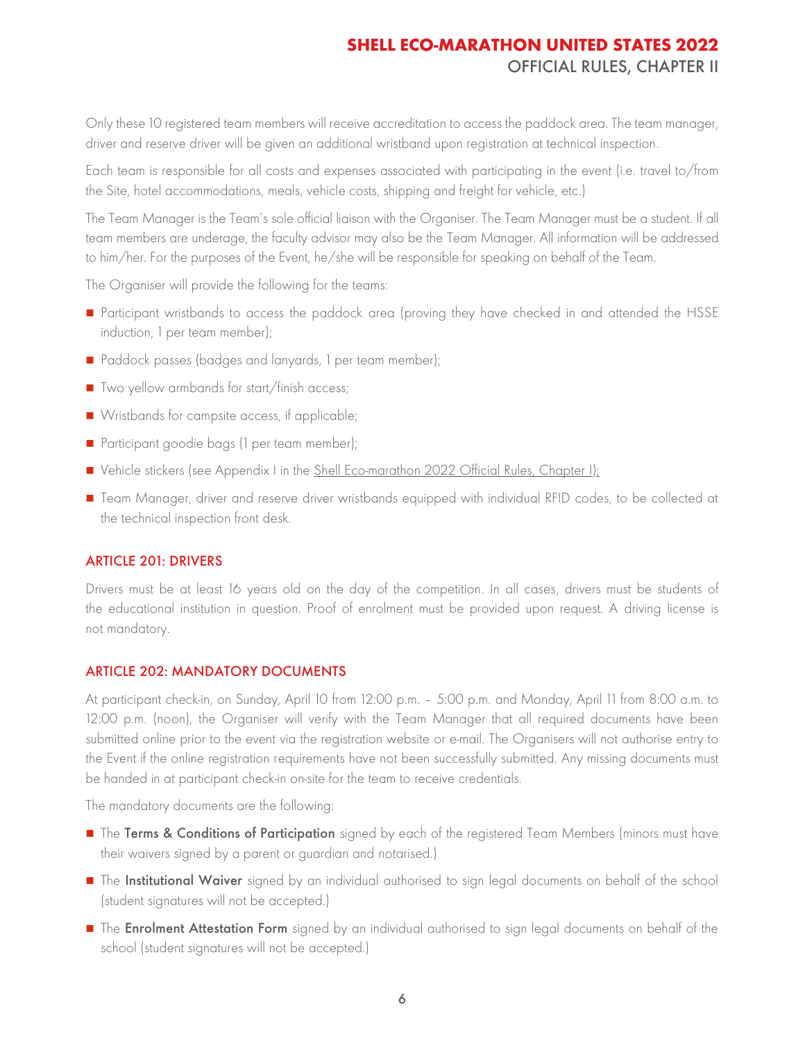Only these 10 registered team members will receive accreditation to access the paddock area. The team manager, driver and reserve driver will be given an additional wristband upon registration at technical inspection.

Each team is responsible for all costs and expenses associated with participating in the event (i.e. travel to/from the Site, hotel accommodations, meals, vehicle costs, shipping and freight for vehicle, etc.)

The Team Manager is the Team's sole official liaison with the Organiser. The Team Manager must be a student. If all team members are underage, the faculty advisor may also be the Team Manager. All information will be addressed to him/her. For the purposes of the Event, he/she will be responsible for speaking on behalf of the Team.

The Organiser will provide the following for the teams:

- Participant wristbands to access the paddock area (proving they have checked in and attended the HSSE induction, 1 per team member);
- Paddock passes (badges and lanyards, 1 per team member);
- Two yellow armbands for start/finish access;
- Wristbands for campsite access, if applicable;
- Participant goodie bags (1 per team member);
- Vehicle stickers (see Appendix I in the Shell Eco-marathon 2022 Official Rules, Chapter I);
- Team Manager, driver and reserve driver wristbands equipped with individual RFID codes, to be collected at the technical inspection front desk.

## ARTICLE 201: DRIVERS

Drivers must be at least 16 years old on the day of the competition. In all cases, drivers must be students of the educational institution in question. Proof of enrolment must be provided upon request. A driving license is not mandatory.

## ARTICLE 202: MANDATORY DOCUMENTS

At participant check-in, on Sunday, April 10 from 12:00 p.m. – 5:00 p.m. and Monday, April 11 from 8:00 a.m. to 12:00 p.m. (noon), the Organiser will verify with the Team Manager that all required documents have been submitted online prior to the event via the registration website or e-mail. The Organisers will not authorise entry to the Event if the online registration requirements have not been successfully submitted. Any missing documents must be handed in at participant check-in on-site for the team to receive credentials.

The mandatory documents are the following:

- The **Terms & Conditions of Participation** signed by each of the registered Team Members (minors must have their waivers signed by a parent or guardian and notarised.)
- The **Institutional Waiver** signed by an individual authorised to sign legal documents on behalf of the school (student signatures will not be accepted.)
- The **Enrolment Attestation Form** signed by an individual authorised to sign legal documents on behalf of the school (student signatures will not be accepted.)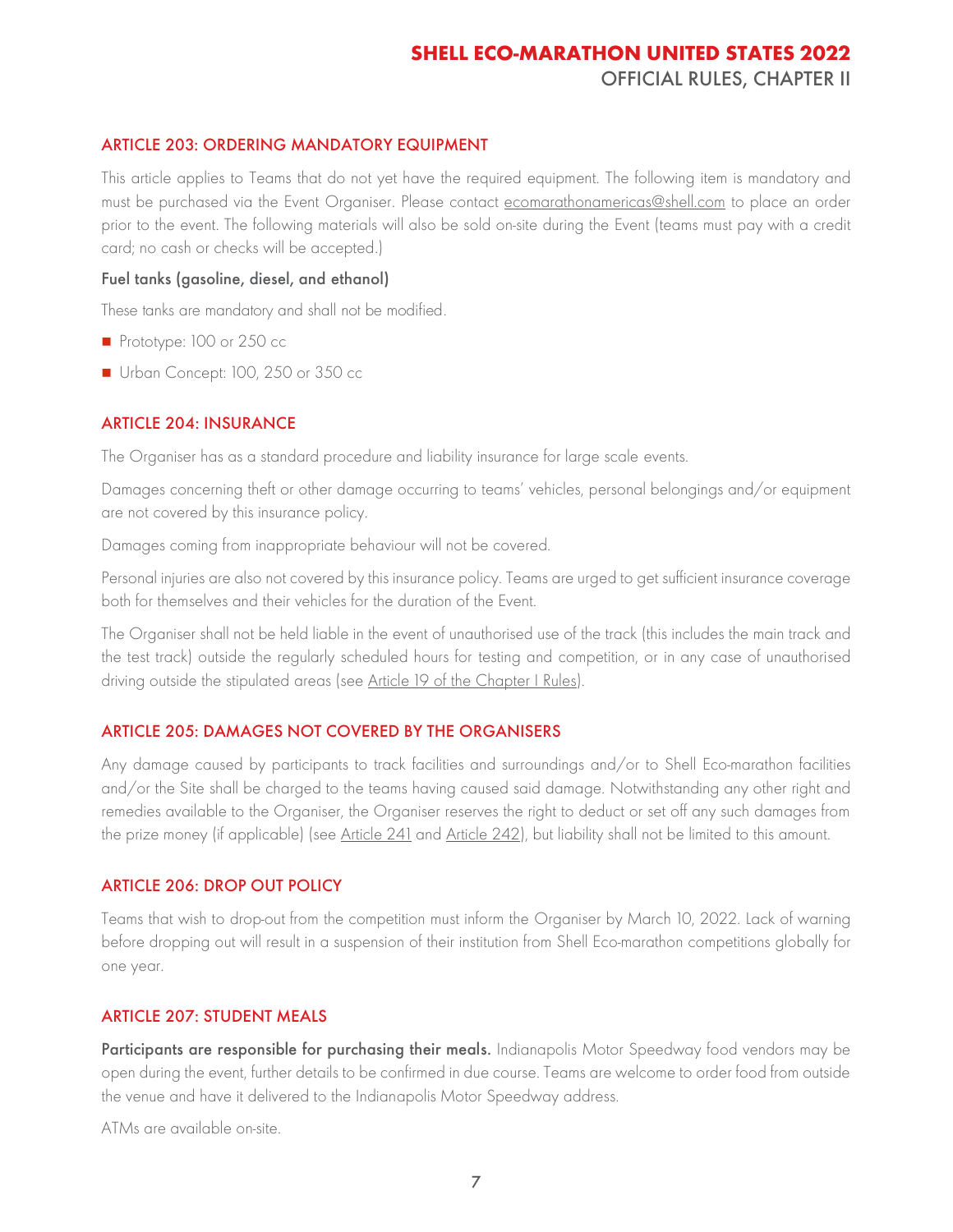## ARTICLE 203: ORDERING MANDATORY EQUIPMENT

This article applies to Teams that do not yet have the required equipment. The following item is mandatory and must be purchased via the Event Organiser. Please contact ecomarathonamericas@shell.com to place an order prior to the event. The following materials will also be sold on-site during the Event (teams must pay with a credit card; no cash or checks will be accepted.)

### Fuel tanks (gasoline, diesel, and ethanol)

These tanks are mandatory and shall not be modified.

- Prototype: 100 or 250 cc
- Urban Concept: 100, 250 or 350 cc

## ARTICLE 204: INSURANCE

The Organiser has as a standard procedure and liability insurance for large scale events.

Damages concerning theft or other damage occurring to teams' vehicles, personal belongings and/or equipment are not covered by this insurance policy.

Damages coming from inappropriate behaviour will not be covered.

Personal injuries are also not covered by this insurance policy. Teams are urged to get sufficient insurance coverage both for themselves and their vehicles for the duration of the Event.

The Organiser shall not be held liable in the event of unauthorised use of the track (this includes the main track and the test track) outside the regularly scheduled hours for testing and competition, or in any case of unauthorised driving outside the stipulated areas (see Article 19 of the Chapter I Rules).

## ARTICLE 205: DAMAGES NOT COVERED BY THE ORGANISERS

Any damage caused by participants to track facilities and surroundings and/or to Shell Eco-marathon facilities and/or the Site shall be charged to the teams having caused said damage. Notwithstanding any other right and remedies available to the Organiser, the Organiser reserves the right to deduct or set off any such damages from the prize money (if applicable) (see Article 241 and Article 242), but liability shall not be limited to this amount.

## ARTICLE 206: DROP OUT POLICY

Teams that wish to drop-out from the competition must inform the Organiser by March 10, 2022. Lack of warning before dropping out will result in a suspension of their institution from Shell Eco-marathon competitions globally for one year.

## ARTICLE 207: STUDENT MEALS

**Participants are responsible for purchasing their meals.** Indianapolis Motor Speedway food vendors may be open during the event, further details to be confirmed in due course. Teams are welcome to order food from outside the venue and have it delivered to the Indianapolis Motor Speedway address.

ATMs are available on-site.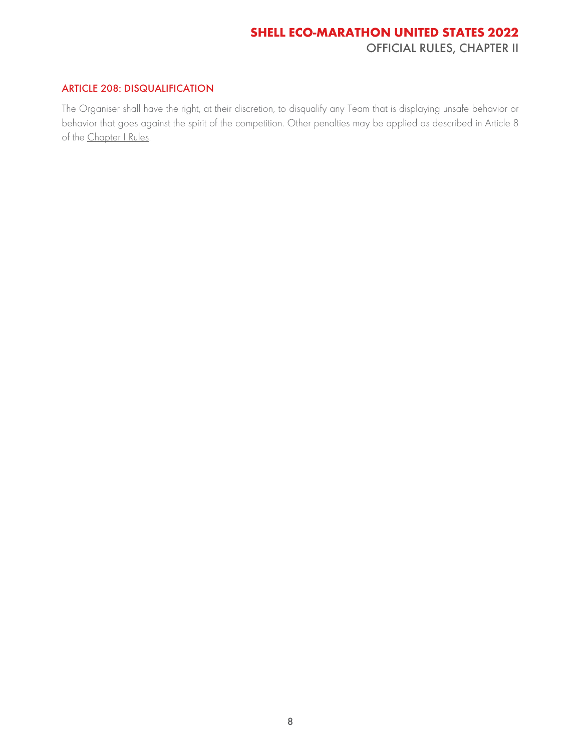## ARTICLE 208: DISQUALIFICATION

The Organiser shall have the right, at their discretion, to disqualify any Team that is displaying unsafe behavior or behavior that goes against the spirit of the competition. Other penalties may be applied as described in Article 8 of the Chapter I Rules.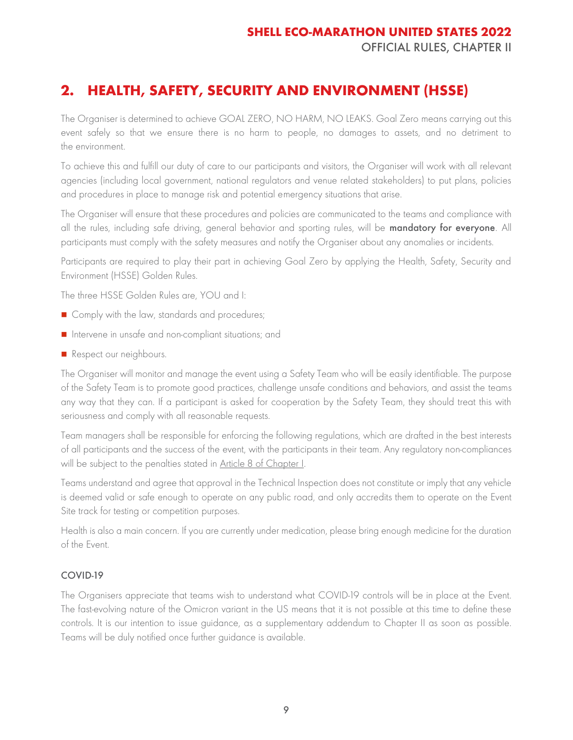## 2. HEALTH, SAFETY, SECURITY AND ENVIRONMENT (HSSE)

The Organiser is determined to achieve GOAL ZERO, NO HARM, NO LEAKS. Goal Zero means carrying out this event safely so that we ensure there is no harm to people, no damages to assets, and no detriment to the environment.

To achieve this and fulfill our duty of care to our participants and visitors, the Organiser will work with all relevant agencies (including local government, national regulators and venue related stakeholders) to put plans, policies and procedures in place to manage risk and potential emergency situations that arise.

The Organiser will ensure that these procedures and policies are communicated to the teams and compliance with all the rules, including safe driving, general behavior and sporting rules, will be **mandatory for everyone**. All participants must comply with the safety measures and notify the Organiser about any anomalies or incidents.

Participants are required to play their part in achieving Goal Zero by applying the Health, Safety, Security and Environment (HSSE) Golden Rules.

The three HSSE Golden Rules are, YOU and I:

- Comply with the law, standards and procedures;
- Intervene in unsafe and non-compliant situations; and
- Respect our neighbours.

The Organiser will monitor and manage the event using a Safety Team who will be easily identifiable. The purpose of the Safety Team is to promote good practices, challenge unsafe conditions and behaviors, and assist the teams any way that they can. If a participant is asked for cooperation by the Safety Team, they should treat this with seriousness and comply with all reasonable requests.

Team managers shall be responsible for enforcing the following regulations, which are drafted in the best interests of all participants and the success of the event, with the participants in their team. Any regulatory non-compliances will be subject to the penalties stated in Article 8 of Chapter I.

Teams understand and agree that approval in the Technical Inspection does not constitute or imply that any vehicle is deemed valid or safe enough to operate on any public road, and only accredits them to operate on the Event Site track for testing or competition purposes.

Health is also a main concern. If you are currently under medication, please bring enough medicine for the duration of the Event.

### COVID-19

The Organisers appreciate that teams wish to understand what COVID-19 controls will be in place at the Event. The fast-evolving nature of the Omicron variant in the US means that it is not possible at this time to define these controls. It is our intention to issue guidance, as a supplementary addendum to Chapter II as soon as possible. Teams will be duly notified once further guidance is available.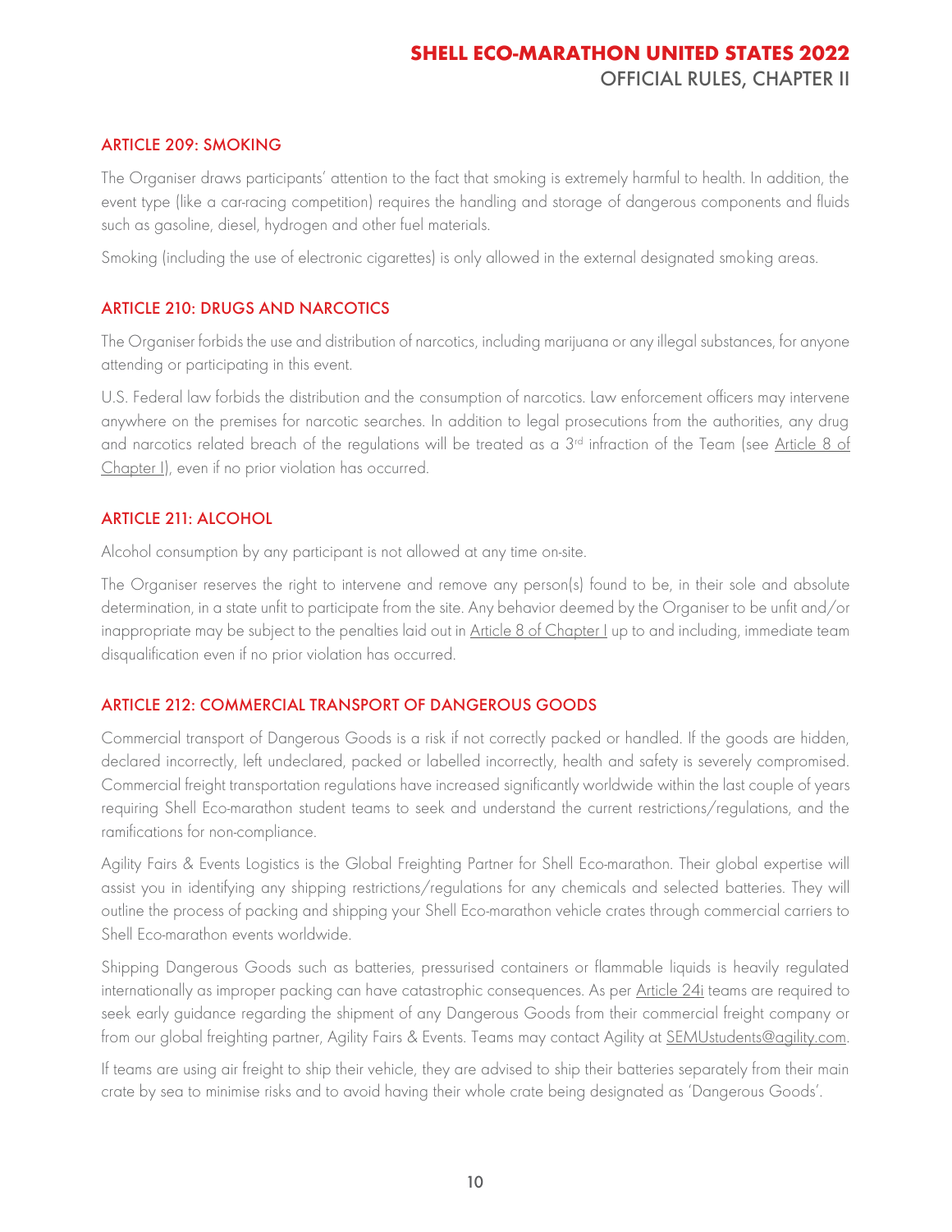## ARTICLE 209: SMOKING

The Organiser draws participants' attention to the fact that smoking is extremely harmful to health. In addition, the event type (like a car-racing competition) requires the handling and storage of dangerous components and fluids such as gasoline, diesel, hydrogen and other fuel materials.

Smoking (including the use of electronic cigarettes) is only allowed in the external designated smoking areas.

## ARTICLE 210: DRUGS AND NARCOTICS

The Organiser forbids the use and distribution of narcotics, including marijuana or any illegal substances, for anyone attending or participating in this event.

U.S. Federal law forbids the distribution and the consumption of narcotics. Law enforcement officers may intervene anywhere on the premises for narcotic searches. In addition to legal prosecutions from the authorities, any drug and narcotics related breach of the regulations will be treated as a 3rd infraction of the Team (see Article 8 of Chapter I), even if no prior violation has occurred.

## ARTICLE 211: ALCOHOL

Alcohol consumption by any participant is not allowed at any time on-site.

The Organiser reserves the right to intervene and remove any person(s) found to be, in their sole and absolute determination, in a state unfit to participate from the site. Any behavior deemed by the Organiser to be unfit and/or inappropriate may be subject to the penalties laid out in Article 8 of Chapter I up to and including, immediate team disqualification even if no prior violation has occurred.

## ARTICLE 212: COMMERCIAL TRANSPORT OF DANGEROUS GOODS

Commercial transport of Dangerous Goods is a risk if not correctly packed or handled. If the goods are hidden, declared incorrectly, left undeclared, packed or labelled incorrectly, health and safety is severely compromised. Commercial freight transportation regulations have increased significantly worldwide within the last couple of years requiring Shell Eco-marathon student teams to seek and understand the current restrictions/regulations, and the ramifications for non-compliance.

Agility Fairs & Events Logistics is the Global Freighting Partner for Shell Eco-marathon. Their global expertise will assist you in identifying any shipping restrictions/regulations for any chemicals and selected batteries. They will outline the process of packing and shipping your Shell Eco-marathon vehicle crates through commercial carriers to Shell Eco-marathon events worldwide.

Shipping Dangerous Goods such as batteries, pressurised containers or flammable liquids is heavily regulated internationally as improper packing can have catastrophic consequences. As per Article 24i teams are required to seek early guidance regarding the shipment of any Dangerous Goods from their commercial freight company or from our global freighting partner, Agility Fairs & Events. Teams may contact Agility at SEMUstudents@agility.com.

If teams are using air freight to ship their vehicle, they are advised to ship their batteries separately from their main crate by sea to minimise risks and to avoid having their whole crate being designated as 'Dangerous Goods'.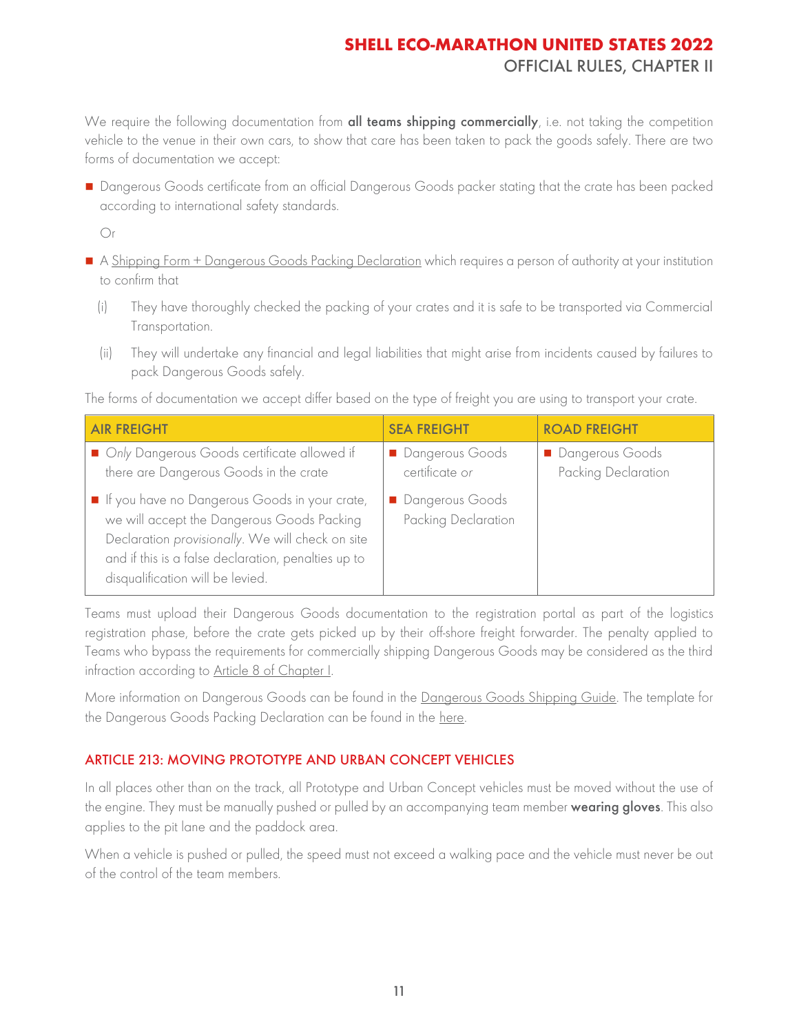We require the following documentation from **all teams shipping commercially**, i.e. not taking the competition vehicle to the venue in their own cars, to show that care has been taken to pack the goods safely. There are two forms of documentation we accept:

- Dangerous Goods certificate from an official Dangerous Goods packer stating that the crate has been packed according to international safety standards.

  Or

- A Shipping Form + Dangerous Goods Packing Declaration which requires a person of authority at your institution to confirm that
  - (i) They have thoroughly checked the packing of your crates and it is safe to be transported via Commercial Transportation.
  - (ii) They will undertake any financial and legal liabilities that might arise from incidents caused by failures to pack Dangerous Goods safely.

The forms of documentation we accept differ based on the type of freight you are using to transport your crate.

| AIR FREIGHT | SEA FREIGHT | ROAD FREIGHT |
|---|---|---|
| ■ *Only* Dangerous Goods certificate allowed if there are Dangerous Goods in the crate<br>■ If you have no Dangerous Goods in your crate, we will accept the Dangerous Goods Packing Declaration *provisionally*. We will check on site and if this is a false declaration, penalties up to disqualification will be levied. | ■ Dangerous Goods certificate *or*<br>■ Dangerous Goods Packing Declaration | ■ Dangerous Goods Packing Declaration |

Teams must upload their Dangerous Goods documentation to the registration portal as part of the logistics registration phase, before the crate gets picked up by their off-shore freight forwarder. The penalty applied to Teams who bypass the requirements for commercially shipping Dangerous Goods may be considered as the third infraction according to Article 8 of Chapter I.

More information on Dangerous Goods can be found in the Dangerous Goods Shipping Guide. The template for the Dangerous Goods Packing Declaration can be found in the here.

## ARTICLE 213: MOVING PROTOTYPE AND URBAN CONCEPT VEHICLES

In all places other than on the track, all Prototype and Urban Concept vehicles must be moved without the use of the engine. They must be manually pushed or pulled by an accompanying team member **wearing gloves**. This also applies to the pit lane and the paddock area.

When a vehicle is pushed or pulled, the speed must not exceed a walking pace and the vehicle must never be out of the control of the team members.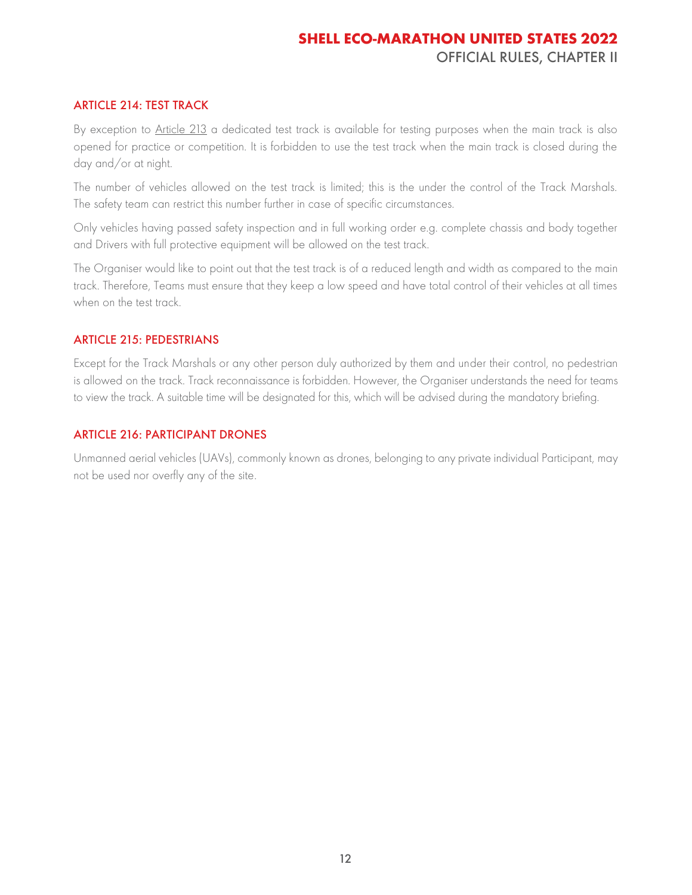## ARTICLE 214: TEST TRACK

By exception to Article 213 a dedicated test track is available for testing purposes when the main track is also opened for practice or competition. It is forbidden to use the test track when the main track is closed during the day and/or at night.

The number of vehicles allowed on the test track is limited; this is the under the control of the Track Marshals. The safety team can restrict this number further in case of specific circumstances.

Only vehicles having passed safety inspection and in full working order e.g. complete chassis and body together and Drivers with full protective equipment will be allowed on the test track.

The Organiser would like to point out that the test track is of a reduced length and width as compared to the main track. Therefore, Teams must ensure that they keep a low speed and have total control of their vehicles at all times when on the test track.

## ARTICLE 215: PEDESTRIANS

Except for the Track Marshals or any other person duly authorized by them and under their control, no pedestrian is allowed on the track. Track reconnaissance is forbidden. However, the Organiser understands the need for teams to view the track. A suitable time will be designated for this, which will be advised during the mandatory briefing.

## ARTICLE 216: PARTICIPANT DRONES

Unmanned aerial vehicles (UAVs), commonly known as drones, belonging to any private individual Participant, may not be used nor overfly any of the site.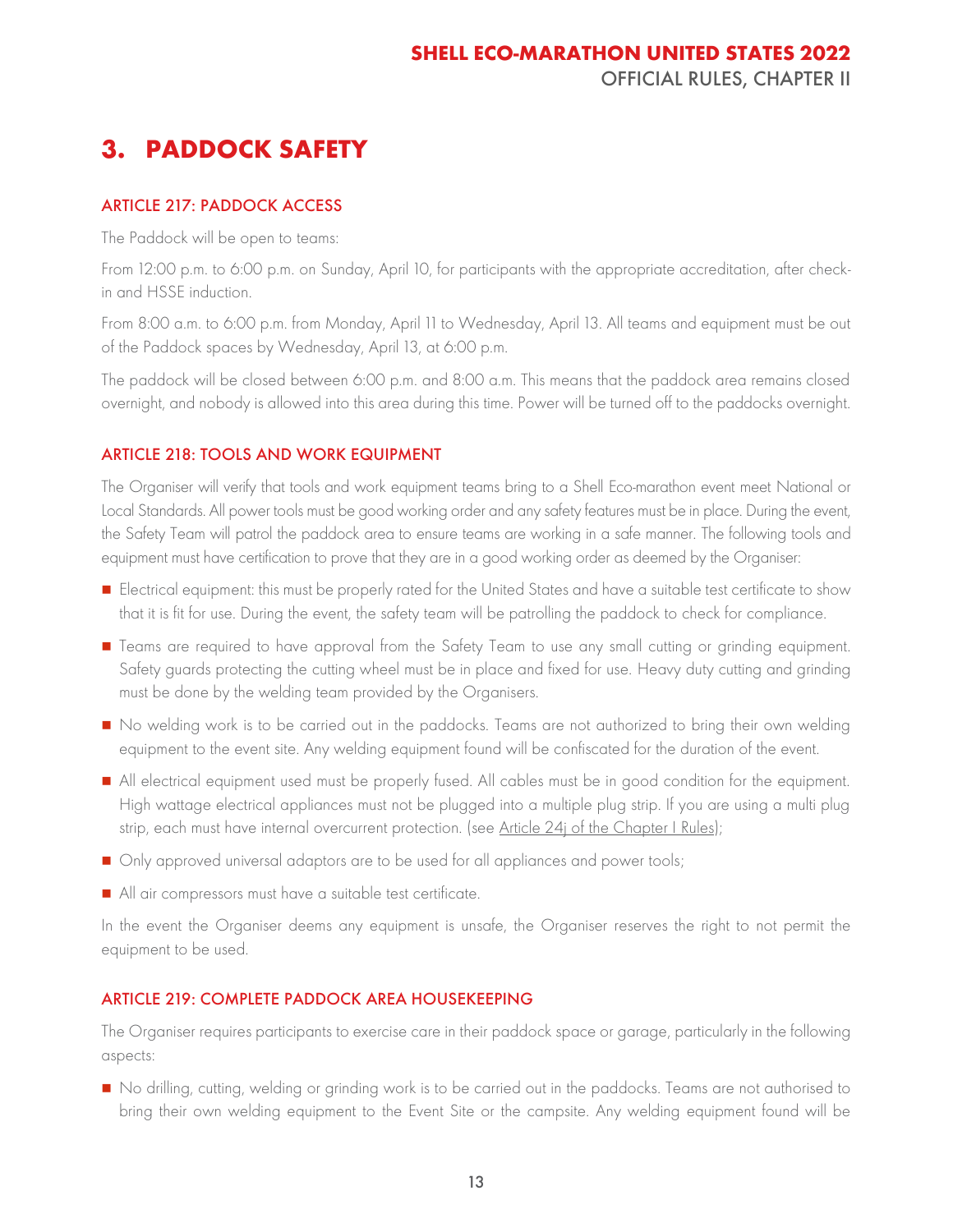# 3. PADDOCK SAFETY

### ARTICLE 217: PADDOCK ACCESS

The Paddock will be open to teams:

From 12:00 p.m. to 6:00 p.m. on Sunday, April 10, for participants with the appropriate accreditation, after check-in and HSSE induction.

From 8:00 a.m. to 6:00 p.m. from Monday, April 11 to Wednesday, April 13. All teams and equipment must be out of the Paddock spaces by Wednesday, April 13, at 6:00 p.m.

The paddock will be closed between 6:00 p.m. and 8:00 a.m. This means that the paddock area remains closed overnight, and nobody is allowed into this area during this time. Power will be turned off to the paddocks overnight.

### ARTICLE 218: TOOLS AND WORK EQUIPMENT

The Organiser will verify that tools and work equipment teams bring to a Shell Eco-marathon event meet National or Local Standards. All power tools must be good working order and any safety features must be in place. During the event, the Safety Team will patrol the paddock area to ensure teams are working in a safe manner. The following tools and equipment must have certification to prove that they are in a good working order as deemed by the Organiser:

- Electrical equipment: this must be properly rated for the United States and have a suitable test certificate to show that it is fit for use. During the event, the safety team will be patrolling the paddock to check for compliance.
- Teams are required to have approval from the Safety Team to use any small cutting or grinding equipment. Safety guards protecting the cutting wheel must be in place and fixed for use. Heavy duty cutting and grinding must be done by the welding team provided by the Organisers.
- No welding work is to be carried out in the paddocks. Teams are not authorized to bring their own welding equipment to the event site. Any welding equipment found will be confiscated for the duration of the event.
- All electrical equipment used must be properly fused. All cables must be in good condition for the equipment. High wattage electrical appliances must not be plugged into a multiple plug strip. If you are using a multi plug strip, each must have internal overcurrent protection. (see Article 24j of the Chapter I Rules);
- Only approved universal adaptors are to be used for all appliances and power tools;
- All air compressors must have a suitable test certificate.

In the event the Organiser deems any equipment is unsafe, the Organiser reserves the right to not permit the equipment to be used.

### ARTICLE 219: COMPLETE PADDOCK AREA HOUSEKEEPING

The Organiser requires participants to exercise care in their paddock space or garage, particularly in the following aspects:

- No drilling, cutting, welding or grinding work is to be carried out in the paddocks. Teams are not authorised to bring their own welding equipment to the Event Site or the campsite. Any welding equipment found will be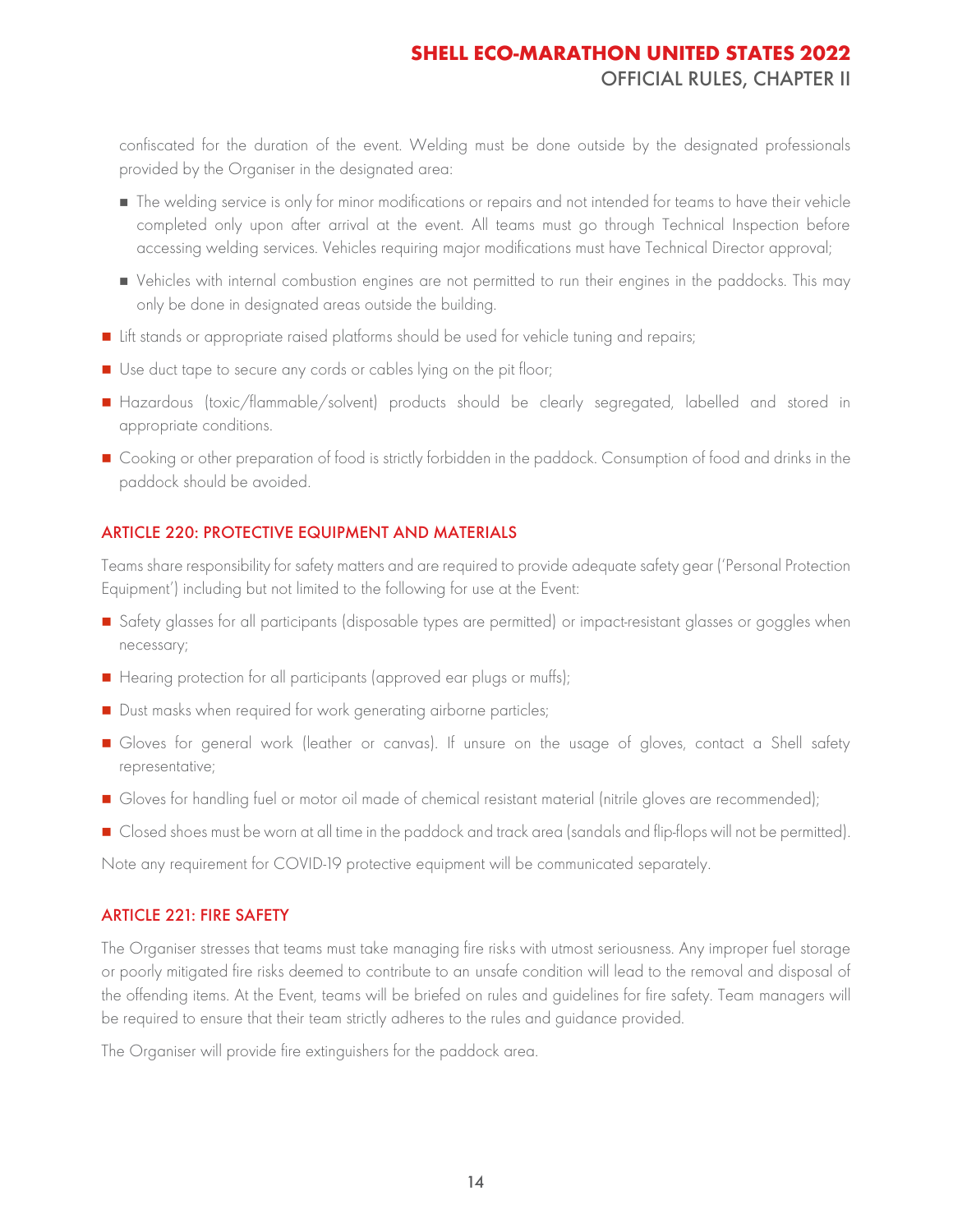confiscated for the duration of the event. Welding must be done outside by the designated professionals provided by the Organiser in the designated area:

- The welding service is only for minor modifications or repairs and not intended for teams to have their vehicle completed only upon after arrival at the event. All teams must go through Technical Inspection before accessing welding services. Vehicles requiring major modifications must have Technical Director approval;
- Vehicles with internal combustion engines are not permitted to run their engines in the paddocks. This may only be done in designated areas outside the building.

- Lift stands or appropriate raised platforms should be used for vehicle tuning and repairs;
- Use duct tape to secure any cords or cables lying on the pit floor;
- Hazardous (toxic/flammable/solvent) products should be clearly segregated, labelled and stored in appropriate conditions.
- Cooking or other preparation of food is strictly forbidden in the paddock. Consumption of food and drinks in the paddock should be avoided.

## ARTICLE 220: PROTECTIVE EQUIPMENT AND MATERIALS

Teams share responsibility for safety matters and are required to provide adequate safety gear ('Personal Protection Equipment') including but not limited to the following for use at the Event:

- Safety glasses for all participants (disposable types are permitted) or impact-resistant glasses or goggles when necessary;
- Hearing protection for all participants (approved ear plugs or muffs);
- Dust masks when required for work generating airborne particles;
- Gloves for general work (leather or canvas). If unsure on the usage of gloves, contact a Shell safety representative;
- Gloves for handling fuel or motor oil made of chemical resistant material (nitrile gloves are recommended);
- Closed shoes must be worn at all time in the paddock and track area (sandals and flip-flops will not be permitted).

Note any requirement for COVID-19 protective equipment will be communicated separately.

## ARTICLE 221: FIRE SAFETY

The Organiser stresses that teams must take managing fire risks with utmost seriousness. Any improper fuel storage or poorly mitigated fire risks deemed to contribute to an unsafe condition will lead to the removal and disposal of the offending items. At the Event, teams will be briefed on rules and guidelines for fire safety. Team managers will be required to ensure that their team strictly adheres to the rules and guidance provided.

The Organiser will provide fire extinguishers for the paddock area.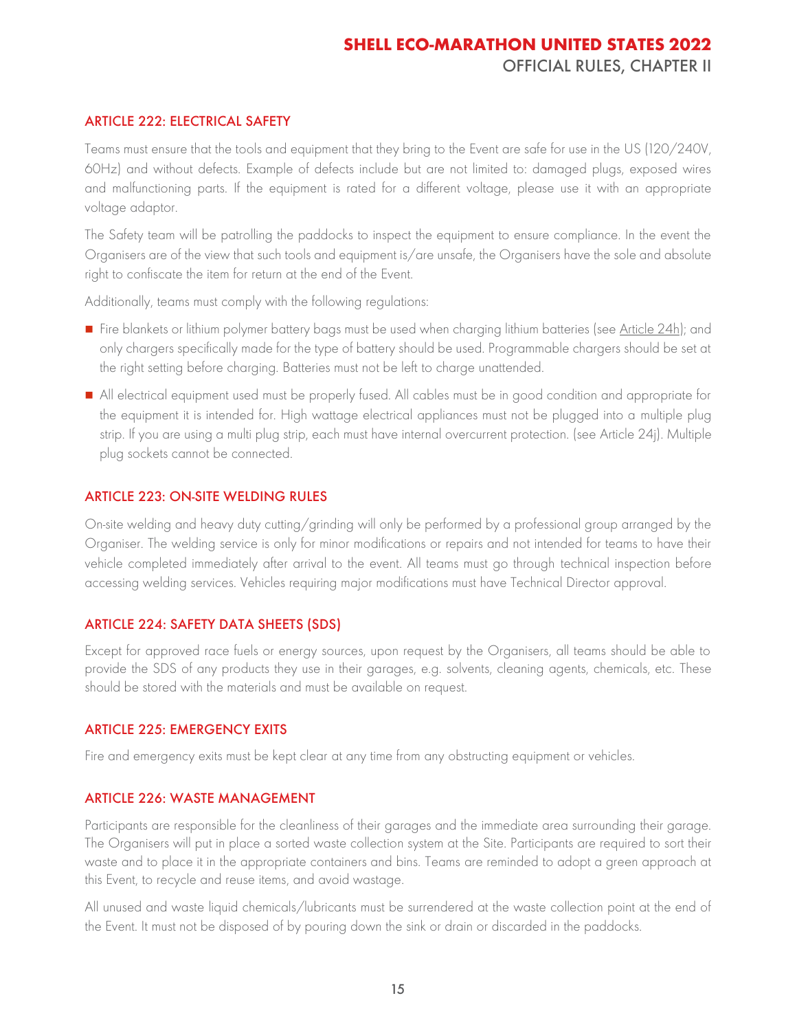## ARTICLE 222: ELECTRICAL SAFETY

Teams must ensure that the tools and equipment that they bring to the Event are safe for use in the US (120/240V, 60Hz) and without defects. Example of defects include but are not limited to: damaged plugs, exposed wires and malfunctioning parts. If the equipment is rated for a different voltage, please use it with an appropriate voltage adaptor.

The Safety team will be patrolling the paddocks to inspect the equipment to ensure compliance. In the event the Organisers are of the view that such tools and equipment is/are unsafe, the Organisers have the sole and absolute right to confiscate the item for return at the end of the Event.

Additionally, teams must comply with the following regulations:

- Fire blankets or lithium polymer battery bags must be used when charging lithium batteries (see Article 24h); and only chargers specifically made for the type of battery should be used. Programmable chargers should be set at the right setting before charging. Batteries must not be left to charge unattended.
- All electrical equipment used must be properly fused. All cables must be in good condition and appropriate for the equipment it is intended for. High wattage electrical appliances must not be plugged into a multiple plug strip. If you are using a multi plug strip, each must have internal overcurrent protection. (see Article 24j). Multiple plug sockets cannot be connected.

## ARTICLE 223: ON-SITE WELDING RULES

On-site welding and heavy duty cutting/grinding will only be performed by a professional group arranged by the Organiser. The welding service is only for minor modifications or repairs and not intended for teams to have their vehicle completed immediately after arrival to the event. All teams must go through technical inspection before accessing welding services. Vehicles requiring major modifications must have Technical Director approval.

## ARTICLE 224: SAFETY DATA SHEETS (SDS)

Except for approved race fuels or energy sources, upon request by the Organisers, all teams should be able to provide the SDS of any products they use in their garages, e.g. solvents, cleaning agents, chemicals, etc. These should be stored with the materials and must be available on request.

## ARTICLE 225: EMERGENCY EXITS

Fire and emergency exits must be kept clear at any time from any obstructing equipment or vehicles.

## ARTICLE 226: WASTE MANAGEMENT

Participants are responsible for the cleanliness of their garages and the immediate area surrounding their garage. The Organisers will put in place a sorted waste collection system at the Site. Participants are required to sort their waste and to place it in the appropriate containers and bins. Teams are reminded to adopt a green approach at this Event, to recycle and reuse items, and avoid wastage.

All unused and waste liquid chemicals/lubricants must be surrendered at the waste collection point at the end of the Event. It must not be disposed of by pouring down the sink or drain or discarded in the paddocks.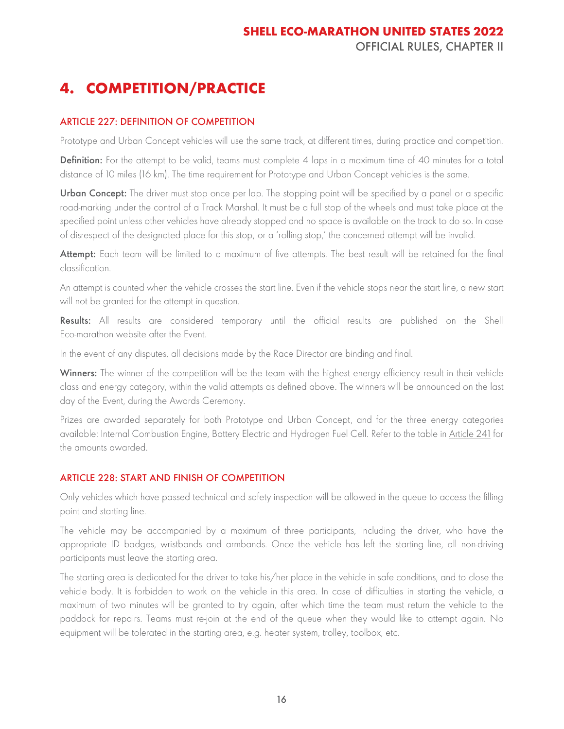# 4. COMPETITION/PRACTICE

## ARTICLE 227: DEFINITION OF COMPETITION

Prototype and Urban Concept vehicles will use the same track, at different times, during practice and competition.

**Definition:** For the attempt to be valid, teams must complete 4 laps in a maximum time of 40 minutes for a total distance of 10 miles (16 km). The time requirement for Prototype and Urban Concept vehicles is the same.

**Urban Concept:** The driver must stop once per lap. The stopping point will be specified by a panel or a specific road-marking under the control of a Track Marshal. It must be a full stop of the wheels and must take place at the specified point unless other vehicles have already stopped and no space is available on the track to do so. In case of disrespect of the designated place for this stop, or a 'rolling stop,' the concerned attempt will be invalid.

**Attempt:** Each team will be limited to a maximum of five attempts. The best result will be retained for the final classification.

An attempt is counted when the vehicle crosses the start line. Even if the vehicle stops near the start line, a new start will not be granted for the attempt in question.

**Results:** All results are considered temporary until the official results are published on the Shell Eco-marathon website after the Event.

In the event of any disputes, all decisions made by the Race Director are binding and final.

**Winners:** The winner of the competition will be the team with the highest energy efficiency result in their vehicle class and energy category, within the valid attempts as defined above. The winners will be announced on the last day of the Event, during the Awards Ceremony.

Prizes are awarded separately for both Prototype and Urban Concept, and for the three energy categories available: Internal Combustion Engine, Battery Electric and Hydrogen Fuel Cell. Refer to the table in Article 241 for the amounts awarded.

## ARTICLE 228: START AND FINISH OF COMPETITION

Only vehicles which have passed technical and safety inspection will be allowed in the queue to access the filling point and starting line.

The vehicle may be accompanied by a maximum of three participants, including the driver, who have the appropriate ID badges, wristbands and armbands. Once the vehicle has left the starting line, all non-driving participants must leave the starting area.

The starting area is dedicated for the driver to take his/her place in the vehicle in safe conditions, and to close the vehicle body. It is forbidden to work on the vehicle in this area. In case of difficulties in starting the vehicle, a maximum of two minutes will be granted to try again, after which time the team must return the vehicle to the paddock for repairs. Teams must re-join at the end of the queue when they would like to attempt again. No equipment will be tolerated in the starting area, e.g. heater system, trolley, toolbox, etc.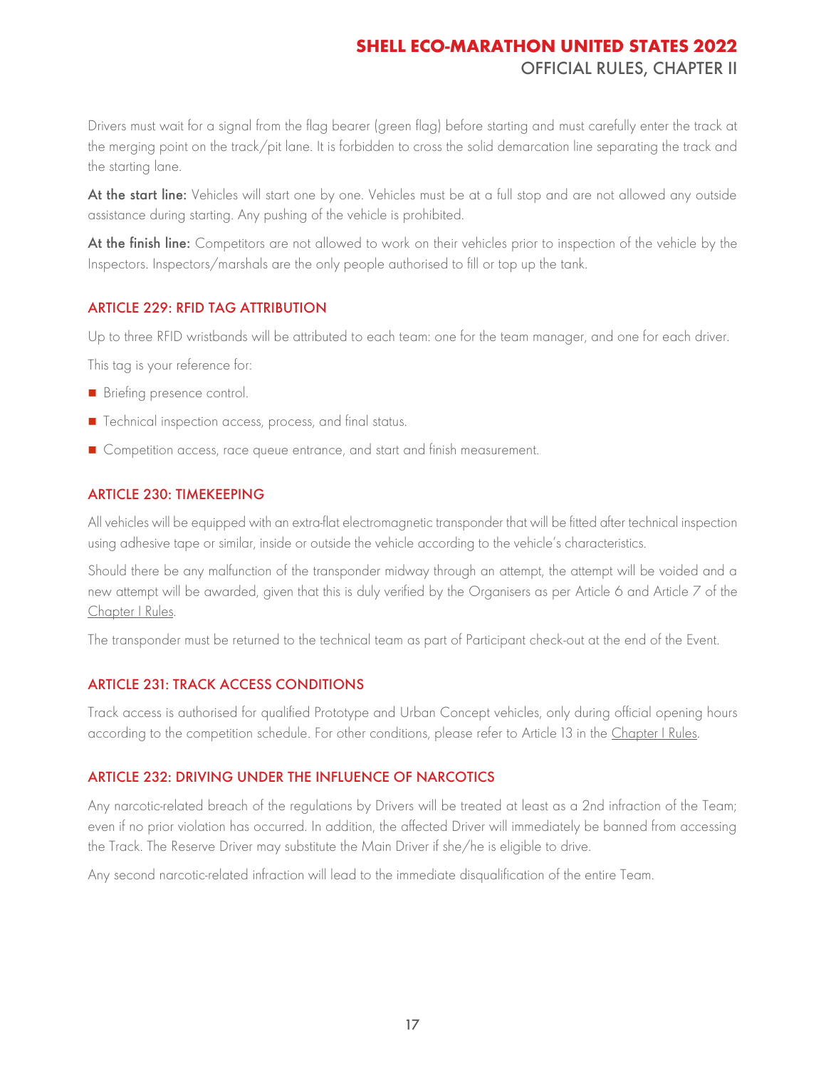Drivers must wait for a signal from the flag bearer (green flag) before starting and must carefully enter the track at the merging point on the track/pit lane. It is forbidden to cross the solid demarcation line separating the track and the starting lane.

**At the start line:** Vehicles will start one by one. Vehicles must be at a full stop and are not allowed any outside assistance during starting. Any pushing of the vehicle is prohibited.

**At the finish line:** Competitors are not allowed to work on their vehicles prior to inspection of the vehicle by the Inspectors. Inspectors/marshals are the only people authorised to fill or top up the tank.

### ARTICLE 229: RFID TAG ATTRIBUTION

Up to three RFID wristbands will be attributed to each team: one for the team manager, and one for each driver.

This tag is your reference for:

- Briefing presence control.
- Technical inspection access, process, and final status.
- Competition access, race queue entrance, and start and finish measurement.

### ARTICLE 230: TIMEKEEPING

All vehicles will be equipped with an extra-flat electromagnetic transponder that will be fitted after technical inspection using adhesive tape or similar, inside or outside the vehicle according to the vehicle's characteristics.

Should there be any malfunction of the transponder midway through an attempt, the attempt will be voided and a new attempt will be awarded, given that this is duly verified by the Organisers as per Article 6 and Article 7 of the Chapter I Rules.

The transponder must be returned to the technical team as part of Participant check-out at the end of the Event.

### ARTICLE 231: TRACK ACCESS CONDITIONS

Track access is authorised for qualified Prototype and Urban Concept vehicles, only during official opening hours according to the competition schedule. For other conditions, please refer to Article 13 in the Chapter I Rules.

### ARTICLE 232: DRIVING UNDER THE INFLUENCE OF NARCOTICS

Any narcotic-related breach of the regulations by Drivers will be treated at least as a 2nd infraction of the Team; even if no prior violation has occurred. In addition, the affected Driver will immediately be banned from accessing the Track. The Reserve Driver may substitute the Main Driver if she/he is eligible to drive.

Any second narcotic-related infraction will lead to the immediate disqualification of the entire Team.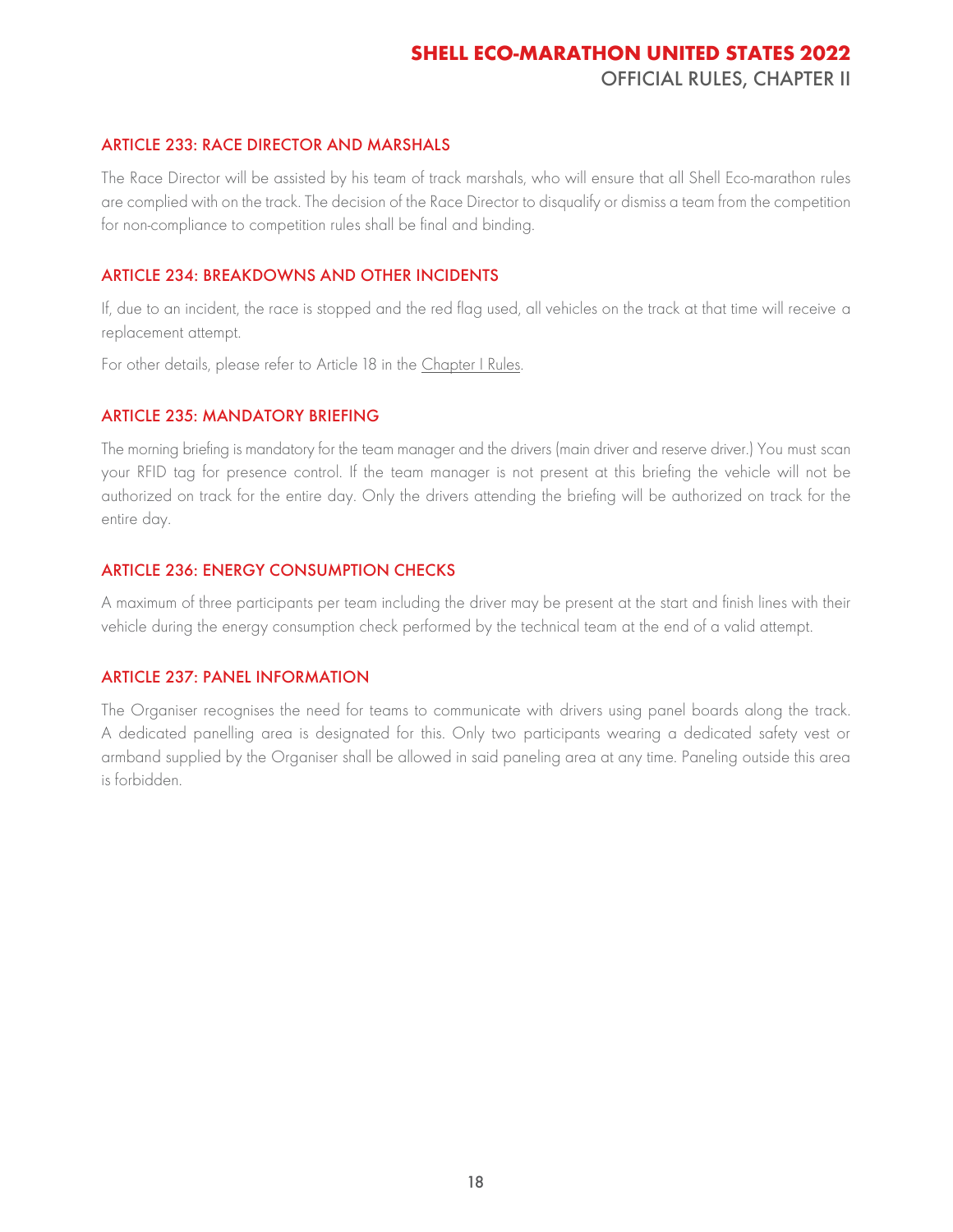### ARTICLE 233: RACE DIRECTOR AND MARSHALS

The Race Director will be assisted by his team of track marshals, who will ensure that all Shell Eco-marathon rules are complied with on the track. The decision of the Race Director to disqualify or dismiss a team from the competition for non-compliance to competition rules shall be final and binding.

### ARTICLE 234: BREAKDOWNS AND OTHER INCIDENTS

If, due to an incident, the race is stopped and the red flag used, all vehicles on the track at that time will receive a replacement attempt.

For other details, please refer to Article 18 in the Chapter I Rules.

### ARTICLE 235: MANDATORY BRIEFING

The morning briefing is mandatory for the team manager and the drivers (main driver and reserve driver.) You must scan your RFID tag for presence control. If the team manager is not present at this briefing the vehicle will not be authorized on track for the entire day. Only the drivers attending the briefing will be authorized on track for the entire day.

### ARTICLE 236: ENERGY CONSUMPTION CHECKS

A maximum of three participants per team including the driver may be present at the start and finish lines with their vehicle during the energy consumption check performed by the technical team at the end of a valid attempt.

### ARTICLE 237: PANEL INFORMATION

The Organiser recognises the need for teams to communicate with drivers using panel boards along the track. A dedicated panelling area is designated for this. Only two participants wearing a dedicated safety vest or armband supplied by the Organiser shall be allowed in said paneling area at any time. Paneling outside this area is forbidden.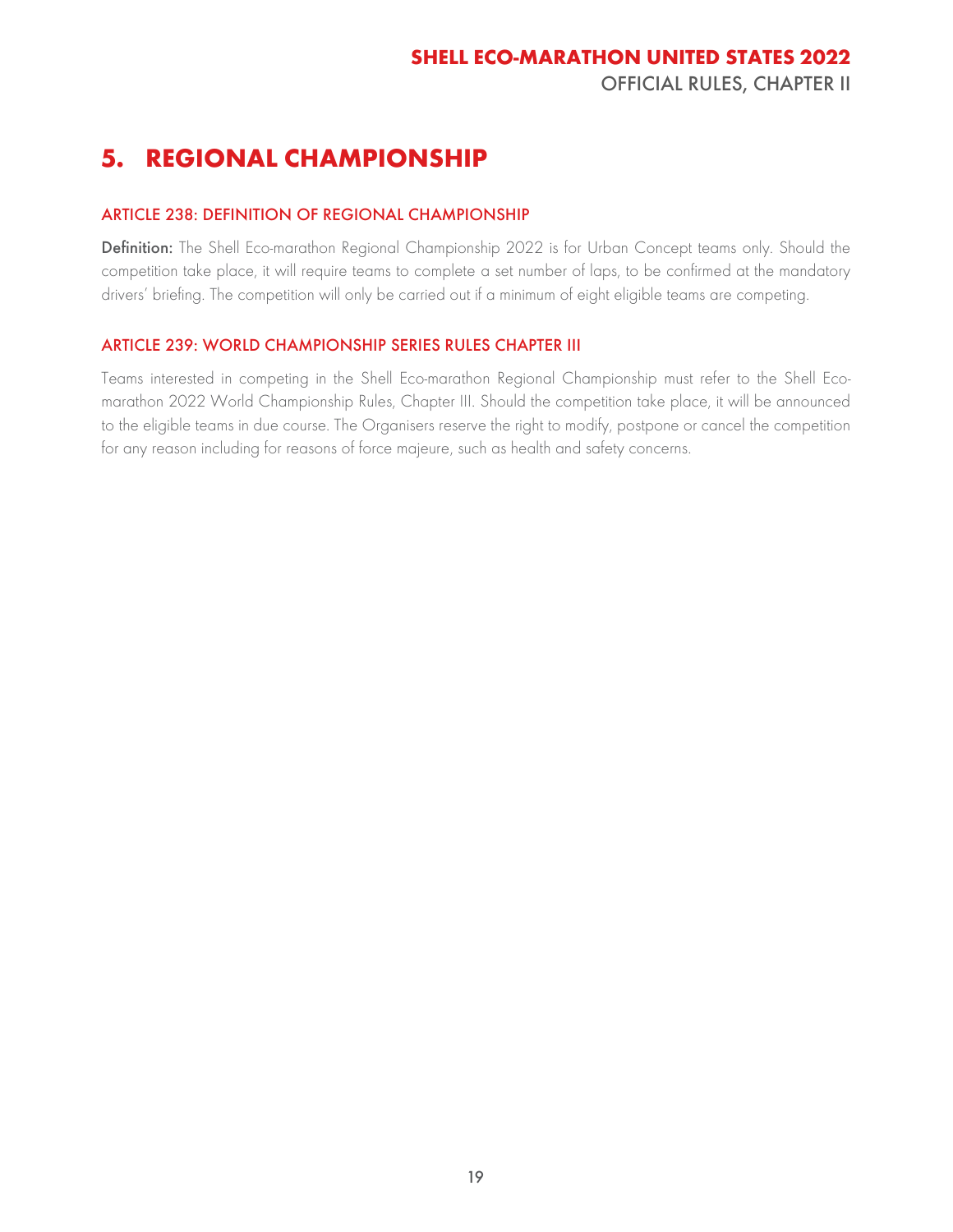# 5. REGIONAL CHAMPIONSHIP

### ARTICLE 238: DEFINITION OF REGIONAL CHAMPIONSHIP

**Definition:** The Shell Eco-marathon Regional Championship 2022 is for Urban Concept teams only. Should the competition take place, it will require teams to complete a set number of laps, to be confirmed at the mandatory drivers' briefing. The competition will only be carried out if a minimum of eight eligible teams are competing.

### ARTICLE 239: WORLD CHAMPIONSHIP SERIES RULES CHAPTER III

Teams interested in competing in the Shell Eco-marathon Regional Championship must refer to the Shell Eco-marathon 2022 World Championship Rules, Chapter III. Should the competition take place, it will be announced to the eligible teams in due course. The Organisers reserve the right to modify, postpone or cancel the competition for any reason including for reasons of force majeure, such as health and safety concerns.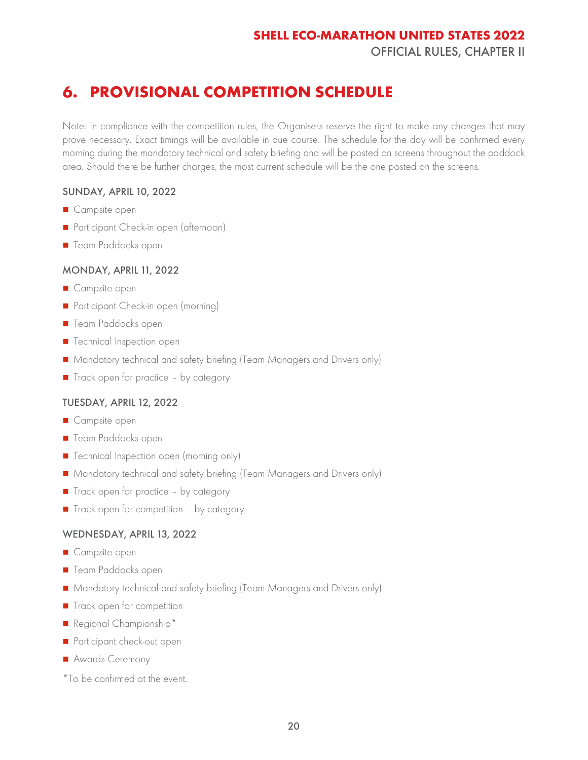# 6. PROVISIONAL COMPETITION SCHEDULE

Note: In compliance with the competition rules, the Organisers reserve the right to make any changes that may prove necessary. Exact timings will be available in due course. The schedule for the day will be confirmed every morning during the mandatory technical and safety briefing and will be posted on screens throughout the paddock area. Should there be further charges, the most current schedule will be the one posted on the screens.

### SUNDAY, APRIL 10, 2022

- Campsite open
- Participant Check-in open (afternoon)
- Team Paddocks open

### MONDAY, APRIL 11, 2022

- Campsite open
- Participant Check-in open (morning)
- Team Paddocks open
- Technical Inspection open
- Mandatory technical and safety briefing (Team Managers and Drivers only)
- Track open for practice – by category

### TUESDAY, APRIL 12, 2022

- Campsite open
- Team Paddocks open
- Technical Inspection open (morning only)
- Mandatory technical and safety briefing (Team Managers and Drivers only)
- Track open for practice – by category
- Track open for competition – by category

### WEDNESDAY, APRIL 13, 2022

- Campsite open
- Team Paddocks open
- Mandatory technical and safety briefing (Team Managers and Drivers only)
- Track open for competition
- Regional Championship*
- Participant check-out open
- Awards Ceremony

*To be confirmed at the event.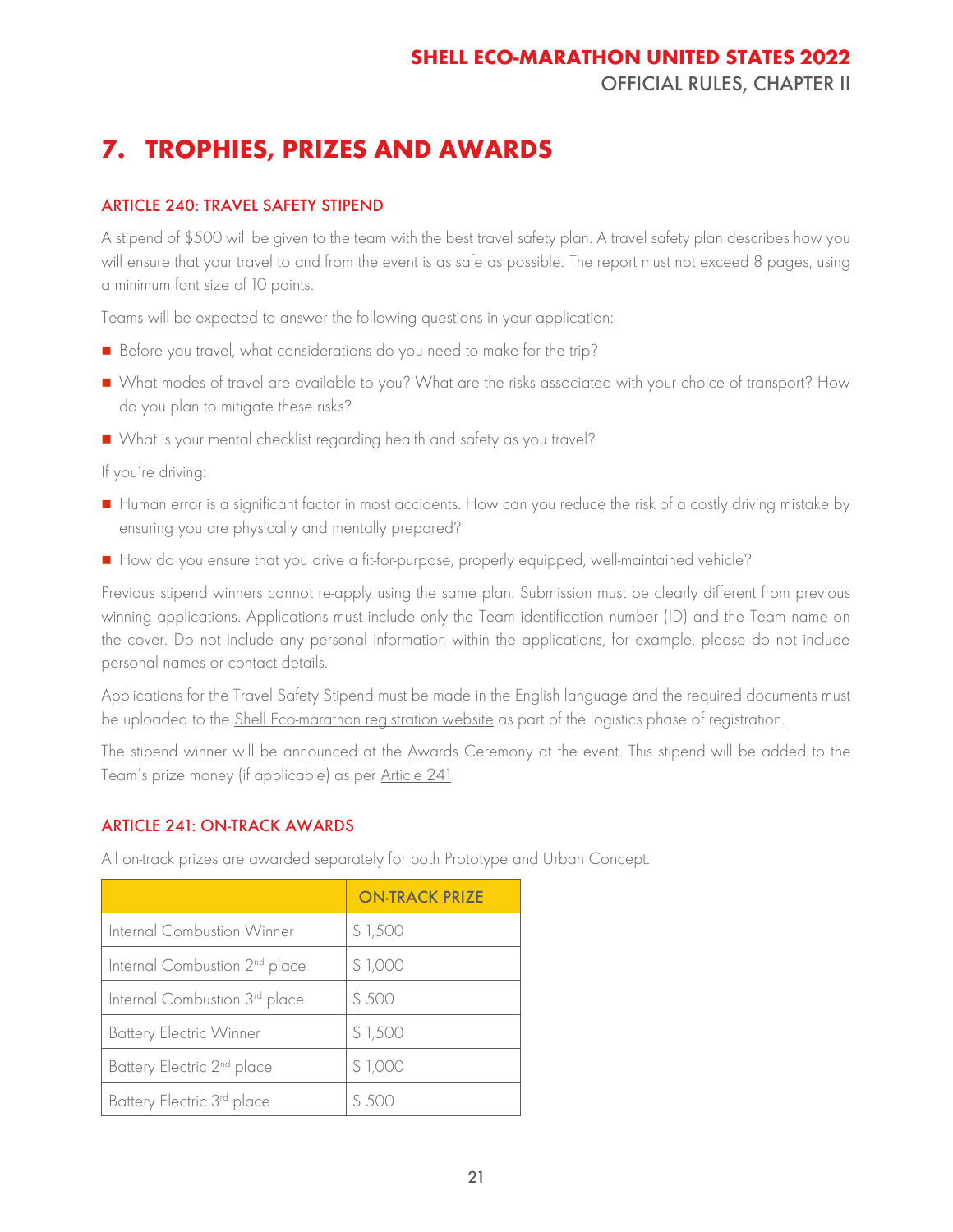# 7. TROPHIES, PRIZES AND AWARDS

## ARTICLE 240: TRAVEL SAFETY STIPEND

A stipend of $500 will be given to the team with the best travel safety plan. A travel safety plan describes how you will ensure that your travel to and from the event is as safe as possible. The report must not exceed 8 pages, using a minimum font size of 10 points.

Teams will be expected to answer the following questions in your application:

- Before you travel, what considerations do you need to make for the trip?
- What modes of travel are available to you? What are the risks associated with your choice of transport? How do you plan to mitigate these risks?
- What is your mental checklist regarding health and safety as you travel?

If you're driving:

- Human error is a significant factor in most accidents. How can you reduce the risk of a costly driving mistake by ensuring you are physically and mentally prepared?
- How do you ensure that you drive a fit-for-purpose, properly equipped, well-maintained vehicle?

Previous stipend winners cannot re-apply using the same plan. Submission must be clearly different from previous winning applications. Applications must include only the Team identification number (ID) and the Team name on the cover. Do not include any personal information within the applications, for example, please do not include personal names or contact details.

Applications for the Travel Safety Stipend must be made in the English language and the required documents must be uploaded to the Shell Eco-marathon registration website as part of the logistics phase of registration.

The stipend winner will be announced at the Awards Ceremony at the event. This stipend will be added to the Team's prize money (if applicable) as per Article 241.

## ARTICLE 241: ON-TRACK AWARDS

All on-track prizes are awarded separately for both Prototype and Urban Concept.

| | ON-TRACK PRIZE |
|---|---|
| Internal Combustion Winner | $ 1,500 |
| Internal Combustion 2nd place | $ 1,000 |
| Internal Combustion 3rd place | $ 500 |
| Battery Electric Winner | $ 1,500 |
| Battery Electric 2nd place | $ 1,000 |
| Battery Electric 3rd place | $ 500 |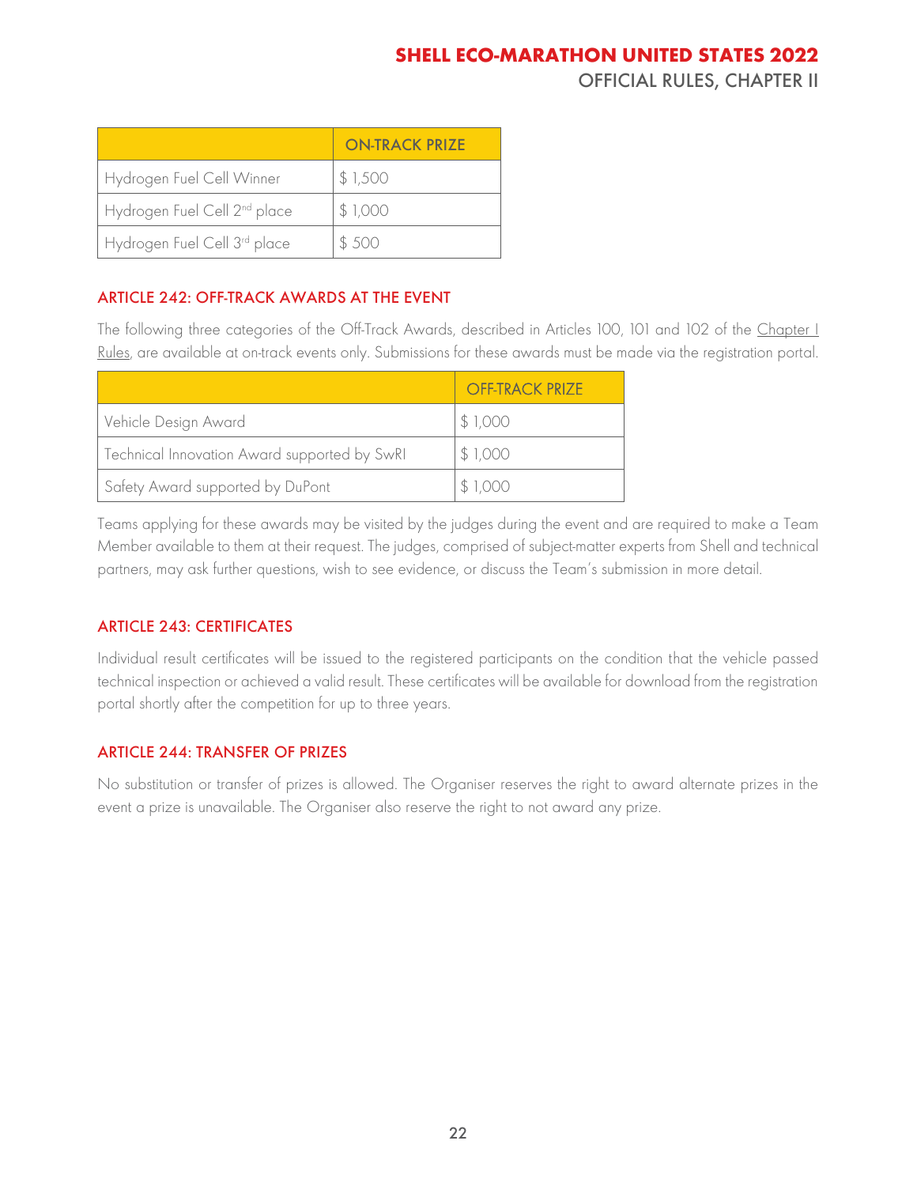| | ON-TRACK PRIZE |
|---|---|
| Hydrogen Fuel Cell Winner | $ 1,500 |
| Hydrogen Fuel Cell 2nd place | $ 1,000 |
| Hydrogen Fuel Cell 3rd place | $ 500 |

### ARTICLE 242: OFF-TRACK AWARDS AT THE EVENT

The following three categories of the Off-Track Awards, described in Articles 100, 101 and 102 of the Chapter I Rules, are available at on-track events only. Submissions for these awards must be made via the registration portal.

| | OFF-TRACK PRIZE |
|---|---|
| Vehicle Design Award | $ 1,000 |
| Technical Innovation Award supported by SwRI | $ 1,000 |
| Safety Award supported by DuPont | $ 1,000 |

Teams applying for these awards may be visited by the judges during the event and are required to make a Team Member available to them at their request. The judges, comprised of subject-matter experts from Shell and technical partners, may ask further questions, wish to see evidence, or discuss the Team's submission in more detail.

### ARTICLE 243: CERTIFICATES

Individual result certificates will be issued to the registered participants on the condition that the vehicle passed technical inspection or achieved a valid result. These certificates will be available for download from the registration portal shortly after the competition for up to three years.

### ARTICLE 244: TRANSFER OF PRIZES

No substitution or transfer of prizes is allowed. The Organiser reserves the right to award alternate prizes in the event a prize is unavailable. The Organiser also reserve the right to not award any prize.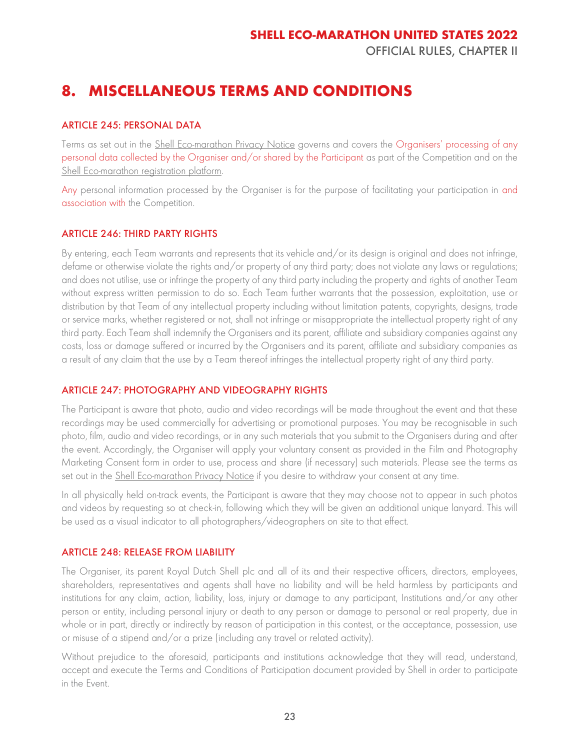# 8. MISCELLANEOUS TERMS AND CONDITIONS

### ARTICLE 245: PERSONAL DATA

Terms as set out in the Shell Eco-marathon Privacy Notice governs and covers the Organisers' processing of any personal data collected by the Organiser and/or shared by the Participant as part of the Competition and on the Shell Eco-marathon registration platform.

Any personal information processed by the Organiser is for the purpose of facilitating your participation in and association with the Competition.

### ARTICLE 246: THIRD PARTY RIGHTS

By entering, each Team warrants and represents that its vehicle and/or its design is original and does not infringe, defame or otherwise violate the rights and/or property of any third party; does not violate any laws or regulations; and does not utilise, use or infringe the property of any third party including the property and rights of another Team without express written permission to do so. Each Team further warrants that the possession, exploitation, use or distribution by that Team of any intellectual property including without limitation patents, copyrights, designs, trade or service marks, whether registered or not, shall not infringe or misappropriate the intellectual property right of any third party. Each Team shall indemnify the Organisers and its parent, affiliate and subsidiary companies against any costs, loss or damage suffered or incurred by the Organisers and its parent, affiliate and subsidiary companies as a result of any claim that the use by a Team thereof infringes the intellectual property right of any third party.

### ARTICLE 247: PHOTOGRAPHY AND VIDEOGRAPHY RIGHTS

The Participant is aware that photo, audio and video recordings will be made throughout the event and that these recordings may be used commercially for advertising or promotional purposes. You may be recognisable in such photo, film, audio and video recordings, or in any such materials that you submit to the Organisers during and after the event. Accordingly, the Organiser will apply your voluntary consent as provided in the Film and Photography Marketing Consent form in order to use, process and share (if necessary) such materials. Please see the terms as set out in the Shell Eco-marathon Privacy Notice if you desire to withdraw your consent at any time.

In all physically held on-track events, the Participant is aware that they may choose not to appear in such photos and videos by requesting so at check-in, following which they will be given an additional unique lanyard. This will be used as a visual indicator to all photographers/videographers on site to that effect.

### ARTICLE 248: RELEASE FROM LIABILITY

The Organiser, its parent Royal Dutch Shell plc and all of its and their respective officers, directors, employees, shareholders, representatives and agents shall have no liability and will be held harmless by participants and institutions for any claim, action, liability, loss, injury or damage to any participant, Institutions and/or any other person or entity, including personal injury or death to any person or damage to personal or real property, due in whole or in part, directly or indirectly by reason of participation in this contest, or the acceptance, possession, use or misuse of a stipend and/or a prize (including any travel or related activity).

Without prejudice to the aforesaid, participants and institutions acknowledge that they will read, understand, accept and execute the Terms and Conditions of Participation document provided by Shell in order to participate in the Event.